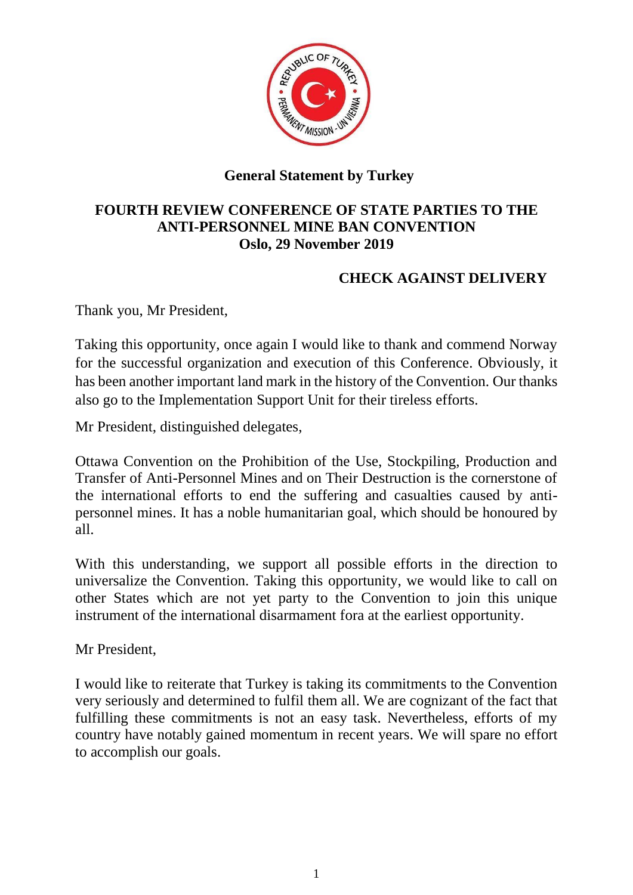**General Statement by Turkey**

**FOURTH REVIEW CONFERENCE OF STATE PARTIES TO THE ANTI-PERSONNEL MINE BAN CONVENTION**
**Oslo, 29 November 2019**

**CHECK AGAINST DELIVERY**

Thank you, Mr President,

Taking this opportunity, once again I would like to thank and commend Norway for the successful organization and execution of this Conference. Obviously, it has been another important land mark in the history of the Convention. Our thanks also go to the Implementation Support Unit for their tireless efforts.

Mr President, distinguished delegates,

Ottawa Convention on the Prohibition of the Use, Stockpiling, Production and Transfer of Anti-Personnel Mines and on Their Destruction is the cornerstone of the international efforts to end the suffering and casualties caused by anti-personnel mines. It has a noble humanitarian goal, which should be honoured by all.

With this understanding, we support all possible efforts in the direction to universalize the Convention. Taking this opportunity, we would like to call on other States which are not yet party to the Convention to join this unique instrument of the international disarmament fora at the earliest opportunity.

Mr President,

I would like to reiterate that Turkey is taking its commitments to the Convention very seriously and determined to fulfil them all. We are cognizant of the fact that fulfilling these commitments is not an easy task. Nevertheless, efforts of my country have notably gained momentum in recent years. We will spare no effort to accomplish our goals.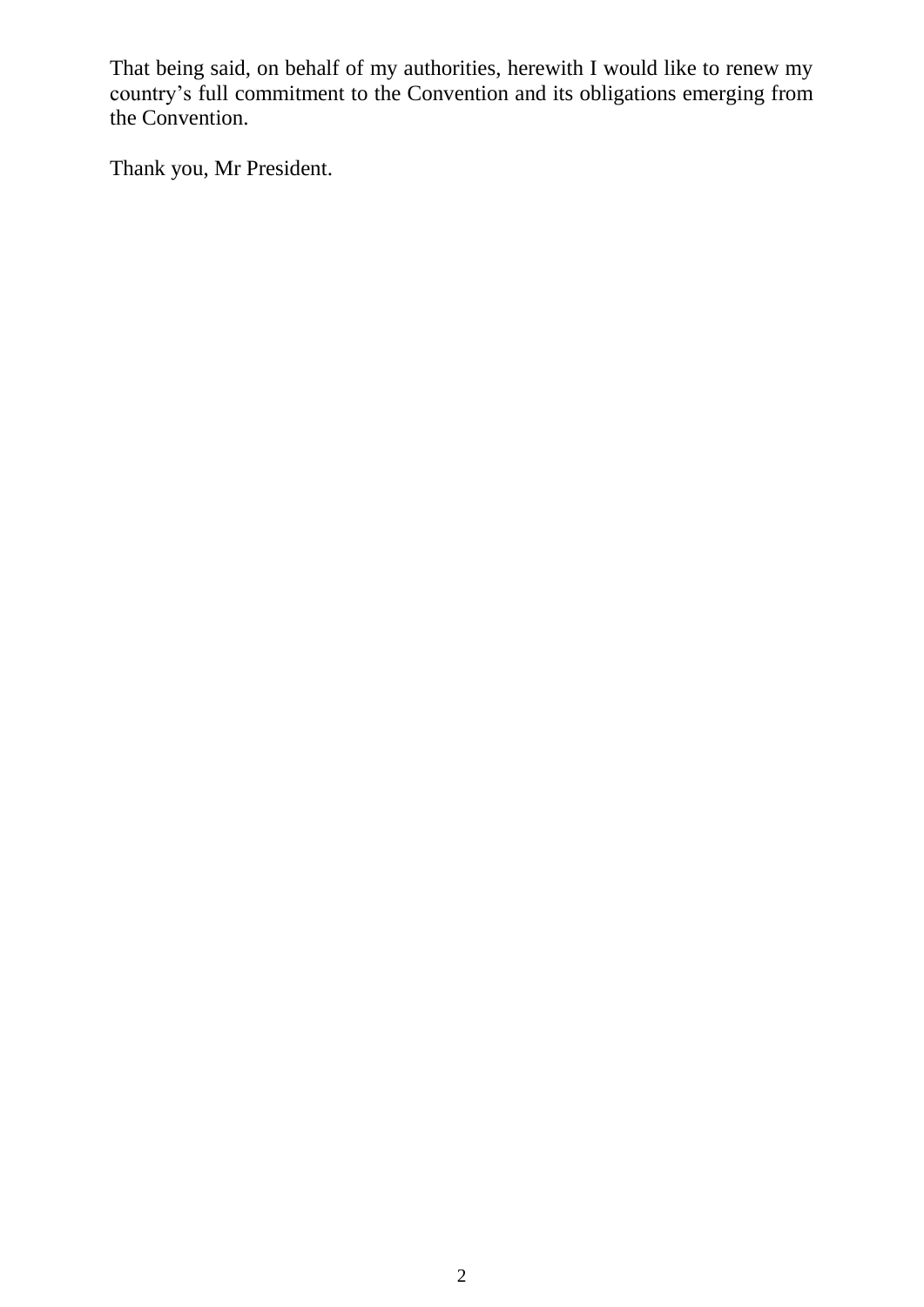That being said, on behalf of my authorities, herewith I would like to renew my country's full commitment to the Convention and its obligations emerging from the Convention.

Thank you, Mr President.